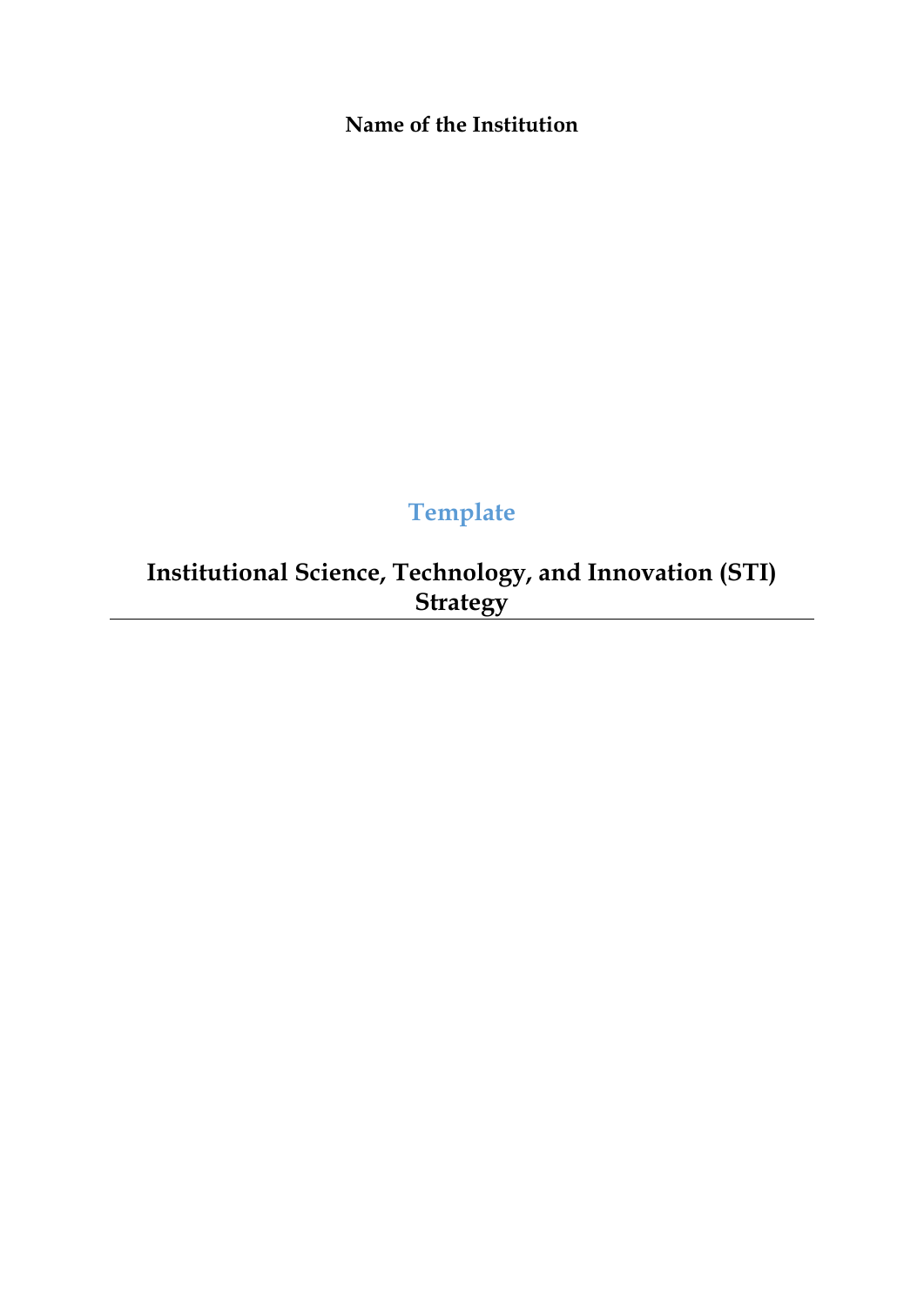**Name of the Institution**

## Template

# Institutional Science, Technology, and Innovation (STI) Strategy

---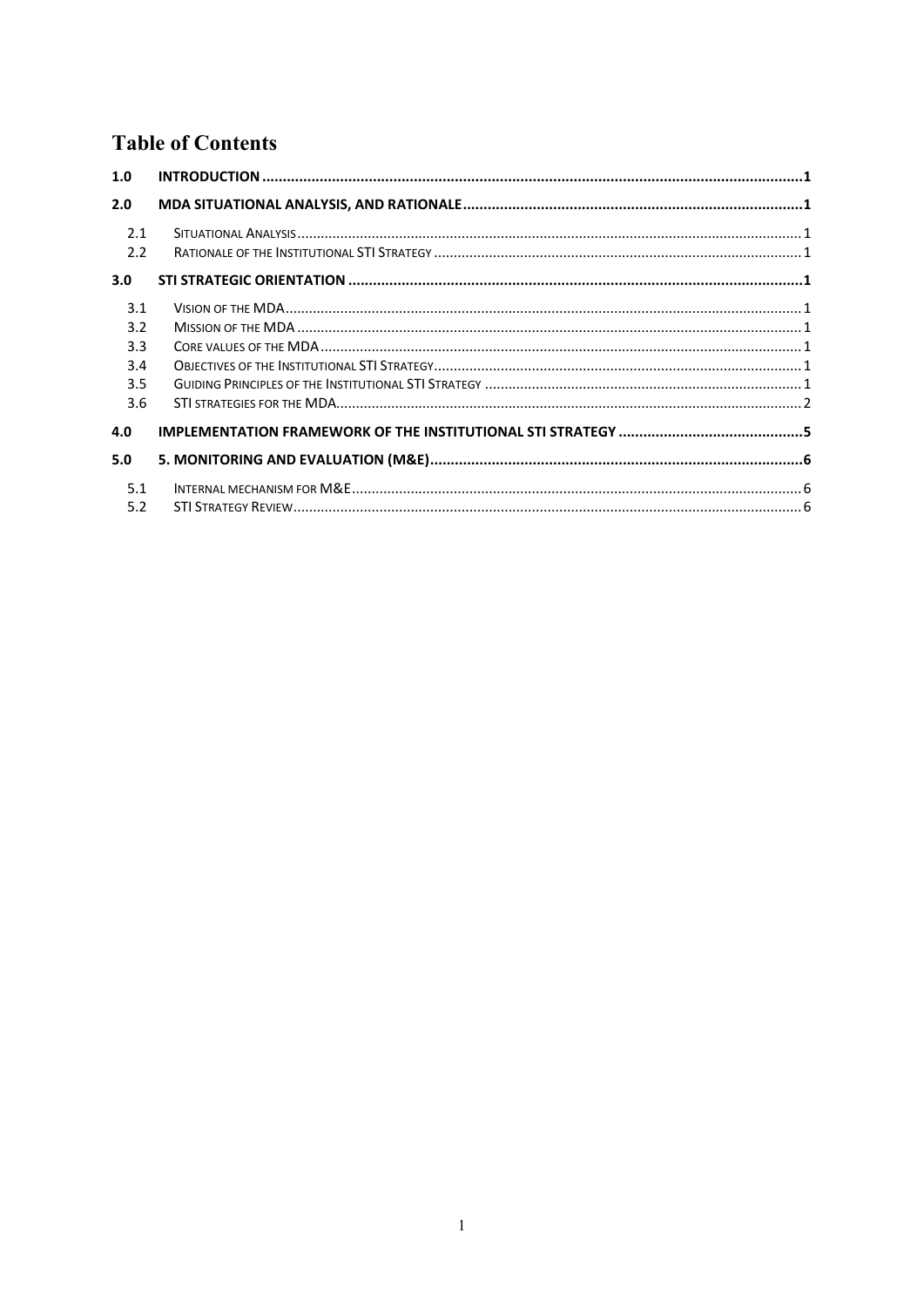# Table of Contents

| | | |
|---|---|---|
| **1.0** | **INTRODUCTION** | **1** |
| **2.0** | **MDA SITUATIONAL ANALYSIS, AND RATIONALE** | **1** |
| 2.1 | Situational Analysis | 1 |
| 2.2 | Rationale of the Institutional STI Strategy | 1 |
| **3.0** | **STI STRATEGIC ORIENTATION** | **1** |
| 3.1 | Vision of the MDA | 1 |
| 3.2 | Mission of the MDA | 1 |
| 3.3 | Core values of the MDA | 1 |
| 3.4 | Objectives of the Institutional STI Strategy | 1 |
| 3.5 | Guiding Principles of the Institutional STI Strategy | 1 |
| 3.6 | STI strategies for the MDA | 2 |
| **4.0** | **IMPLEMENTATION FRAMEWORK OF THE INSTITUTIONAL STI STRATEGY** | **5** |
| **5.0** | **5. MONITORING AND EVALUATION (M&E)** | **6** |
| 5.1 | Internal mechanism for M&E | 6 |
| 5.2 | STI Strategy Review | 6 |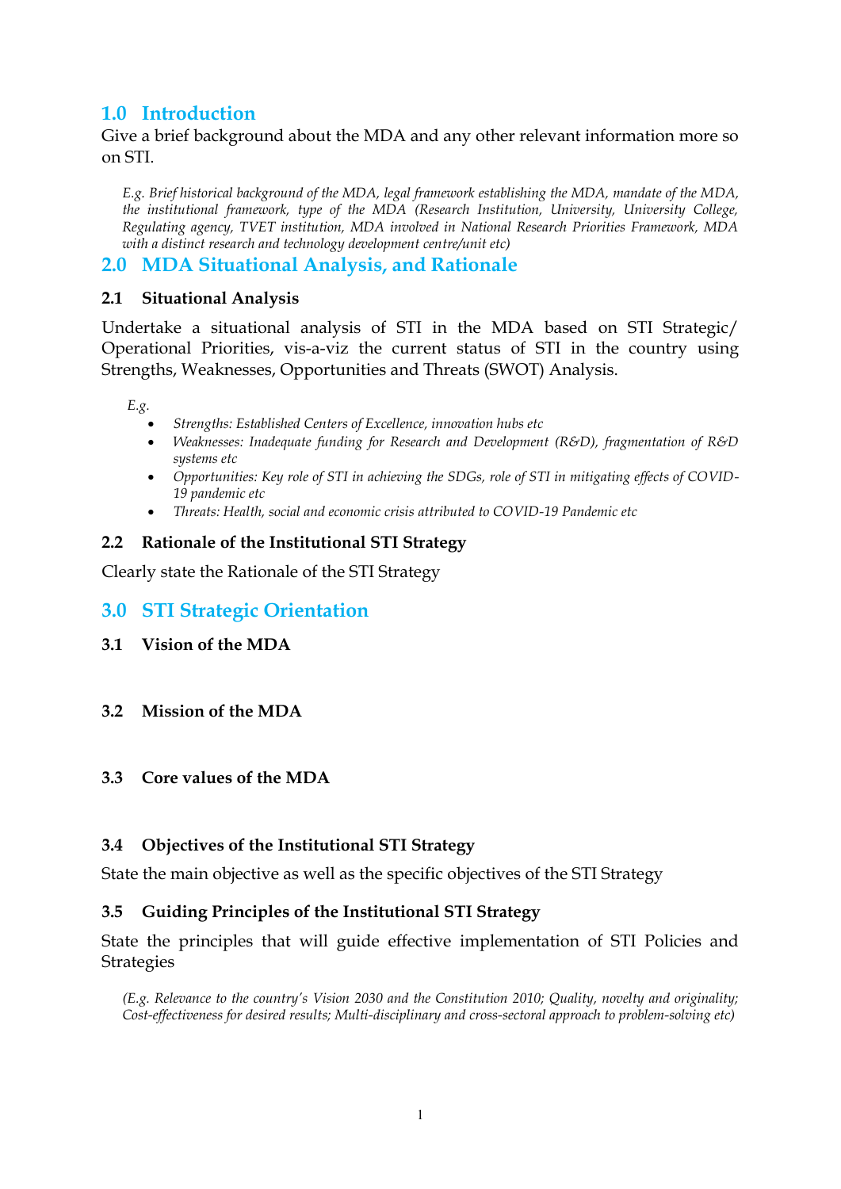## 1.0 Introduction

Give a brief background about the MDA and any other relevant information more so on STI.

*E.g. Brief historical background of the MDA, legal framework establishing the MDA, mandate of the MDA, the institutional framework, type of the MDA (Research Institution, University, University College, Regulating agency, TVET institution, MDA involved in National Research Priorities Framework, MDA with a distinct research and technology development centre/unit etc)*

## 2.0 MDA Situational Analysis, and Rationale

### 2.1 Situational Analysis

Undertake a situational analysis of STI in the MDA based on STI Strategic/ Operational Priorities, vis-a-viz the current status of STI in the country using Strengths, Weaknesses, Opportunities and Threats (SWOT) Analysis.

*E.g.*

- *Strengths: Established Centers of Excellence, innovation hubs etc*
- *Weaknesses: Inadequate funding for Research and Development (R&D), fragmentation of R&D systems etc*
- *Opportunities: Key role of STI in achieving the SDGs, role of STI in mitigating effects of COVID-19 pandemic etc*
- *Threats: Health, social and economic crisis attributed to COVID-19 Pandemic etc*

### 2.2 Rationale of the Institutional STI Strategy

Clearly state the Rationale of the STI Strategy

## 3.0 STI Strategic Orientation

### 3.1 Vision of the MDA

### 3.2 Mission of the MDA

### 3.3 Core values of the MDA

### 3.4 Objectives of the Institutional STI Strategy

State the main objective as well as the specific objectives of the STI Strategy

### 3.5 Guiding Principles of the Institutional STI Strategy

State the principles that will guide effective implementation of STI Policies and Strategies

*(E.g. Relevance to the country's Vision 2030 and the Constitution 2010; Quality, novelty and originality; Cost-effectiveness for desired results; Multi-disciplinary and cross-sectoral approach to problem-solving etc)*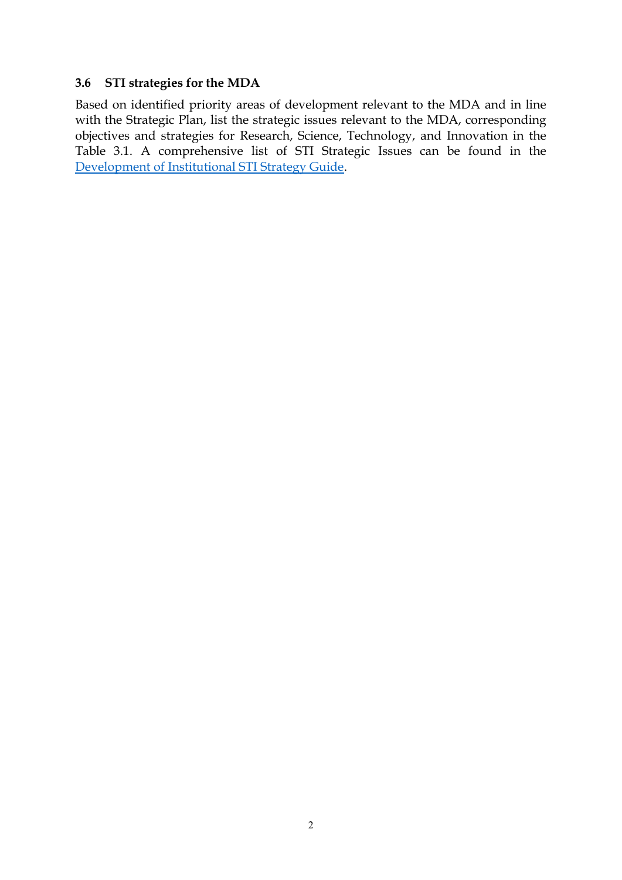### 3.6 STI strategies for the MDA

Based on identified priority areas of development relevant to the MDA and in line with the Strategic Plan, list the strategic issues relevant to the MDA, corresponding objectives and strategies for Research, Science, Technology, and Innovation in the Table 3.1. A comprehensive list of STI Strategic Issues can be found in the Development of Institutional STI Strategy Guide.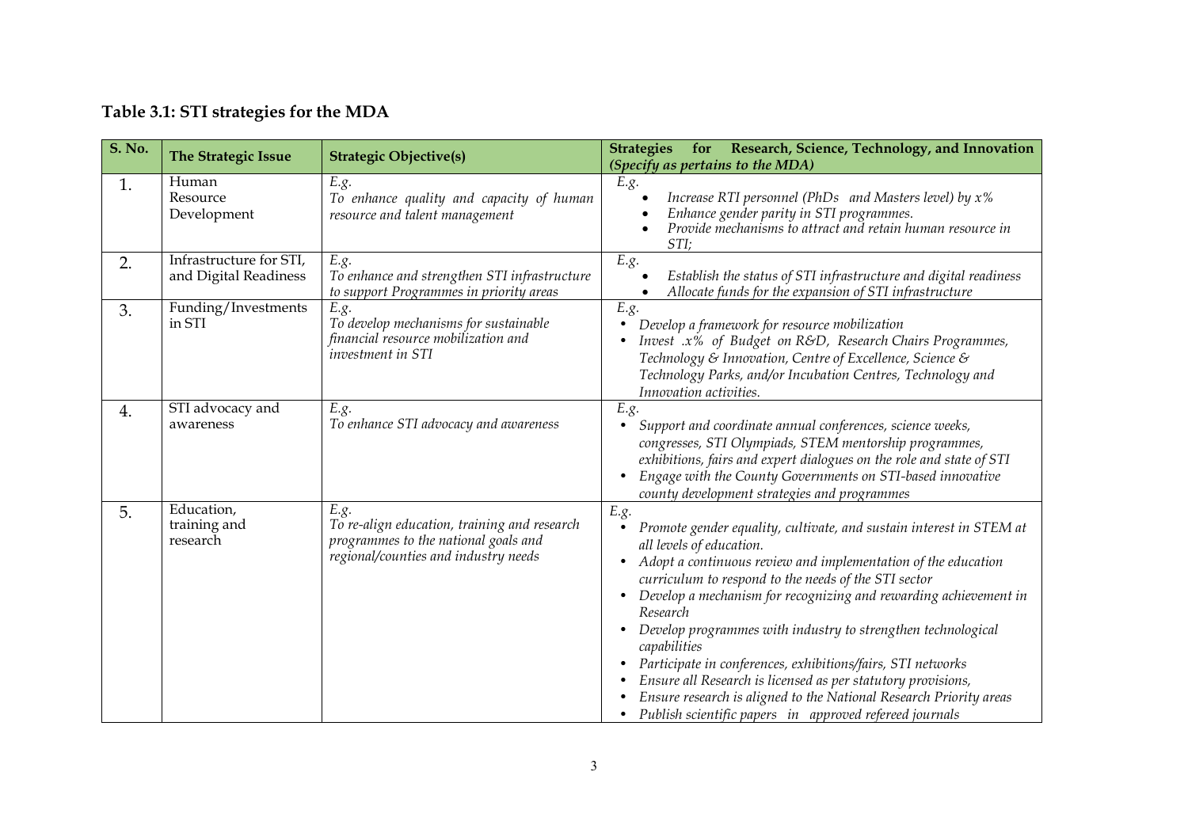## Table 3.1: STI strategies for the MDA

| S. No. | The Strategic Issue | Strategic Objective(s) | **Strategies for Research, Science, Technology, and Innovation** *(Specify as pertains to the MDA)* |
|---|---|---|---|
| 1. | Human Resource Development | *E.g.* *To enhance quality and capacity of human resource and talent management* | *E.g.* <br>• *Increase RTI personnel (PhDs and Masters level) by x%* <br>• *Enhance gender parity in STI programmes.* <br>• *Provide mechanisms to attract and retain human resource in STI;* |
| 2. | Infrastructure for STI, and Digital Readiness | *E.g.* *To enhance and strengthen STI infrastructure to support Programmes in priority areas* | *E.g.* <br>• *Establish the status of STI infrastructure and digital readiness* <br>• *Allocate funds for the expansion of STI infrastructure* |
| 3. | Funding/Investments in STI | *E.g.* *To develop mechanisms for sustainable financial resource mobilization and investment in STI* | *E.g.* <br>• *Develop a framework for resource mobilization* <br>• *Invest .x% of Budget on R&D, Research Chairs Programmes, Technology & Innovation, Centre of Excellence, Science & Technology Parks, and/or Incubation Centres, Technology and Innovation activities.* |
| 4. | STI advocacy and awareness | *E.g.* *To enhance STI advocacy and awareness* | *E.g.* <br>• *Support and coordinate annual conferences, science weeks, congresses, STI Olympiads, STEM mentorship programmes, exhibitions, fairs and expert dialogues on the role and state of STI* <br>• *Engage with the County Governments on STI-based innovative county development strategies and programmes* |
| 5. | Education, training and research | *E.g.* *To re-align education, training and research programmes to the national goals and regional/counties and industry needs* | *E.g.* <br>• *Promote gender equality, cultivate, and sustain interest in STEM at all levels of education.* <br>• *Adopt a continuous review and implementation of the education curriculum to respond to the needs of the STI sector* <br>• *Develop a mechanism for recognizing and rewarding achievement in Research* <br>• *Develop programmes with industry to strengthen technological capabilities* <br>• *Participate in conferences, exhibitions/fairs, STI networks* <br>• *Ensure all Research is licensed as per statutory provisions,* <br>• *Ensure research is aligned to the National Research Priority areas* <br>• *Publish scientific papers in approved refereed journals* |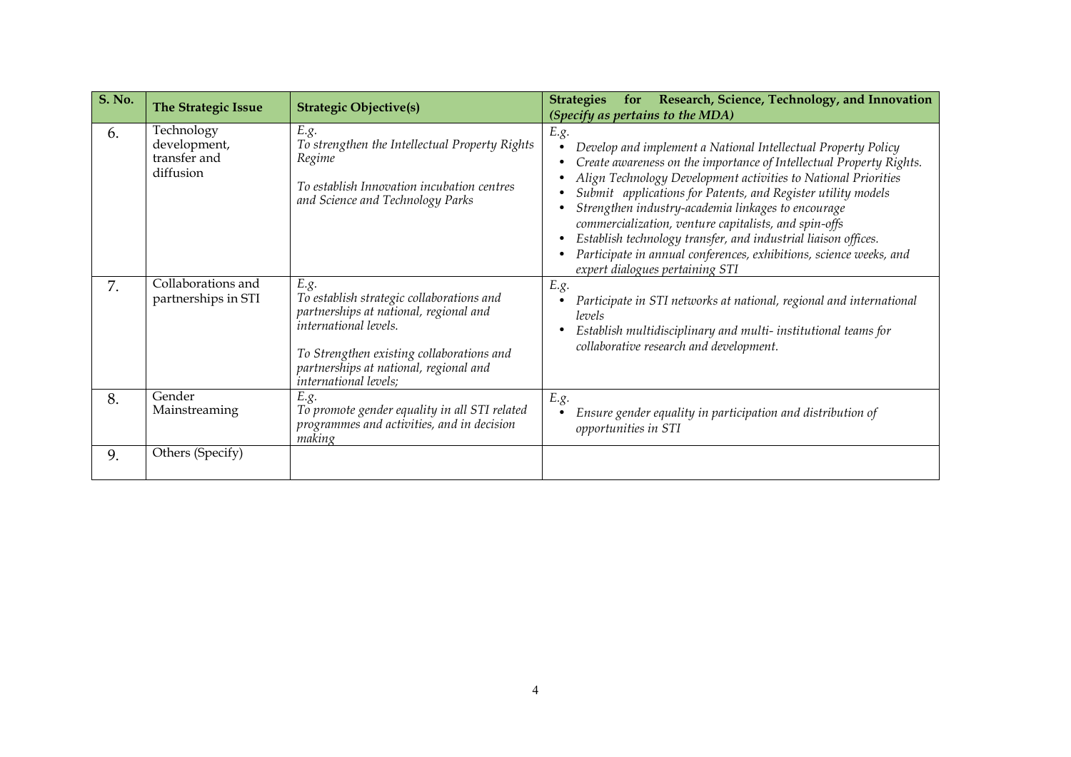| S. No. | The Strategic Issue | Strategic Objective(s) | Strategies for Research, Science, Technology, and Innovation *(Specify as pertains to the MDA)* |
|---|---|---|---|
| 6. | Technology development, transfer and diffusion | *E.g.*<br>*To strengthen the Intellectual Property Rights Regime*<br><br>*To establish Innovation incubation centres and Science and Technology Parks* | *E.g.*<br>• *Develop and implement a National Intellectual Property Policy*<br>• *Create awareness on the importance of Intellectual Property Rights.*<br>• *Align Technology Development activities to National Priorities*<br>• *Submit applications for Patents, and Register utility models*<br>• *Strengthen industry-academia linkages to encourage commercialization, venture capitalists, and spin-offs*<br>• *Establish technology transfer, and industrial liaison offices.*<br>• *Participate in annual conferences, exhibitions, science weeks, and expert dialogues pertaining STI* |
| 7. | Collaborations and partnerships in STI | *E.g.*<br>*To establish strategic collaborations and partnerships at national, regional and international levels.*<br><br>*To Strengthen existing collaborations and partnerships at national, regional and international levels;* | *E.g.*<br>• *Participate in STI networks at national, regional and international levels*<br>• *Establish multidisciplinary and multi- institutional teams for collaborative research and development.* |
| 8. | Gender Mainstreaming | *E.g.*<br>*To promote gender equality in all STI related programmes and activities, and in decision making* | *E.g.*<br>• *Ensure gender equality in participation and distribution of opportunities in STI* |
| 9. | Others (Specify) | | |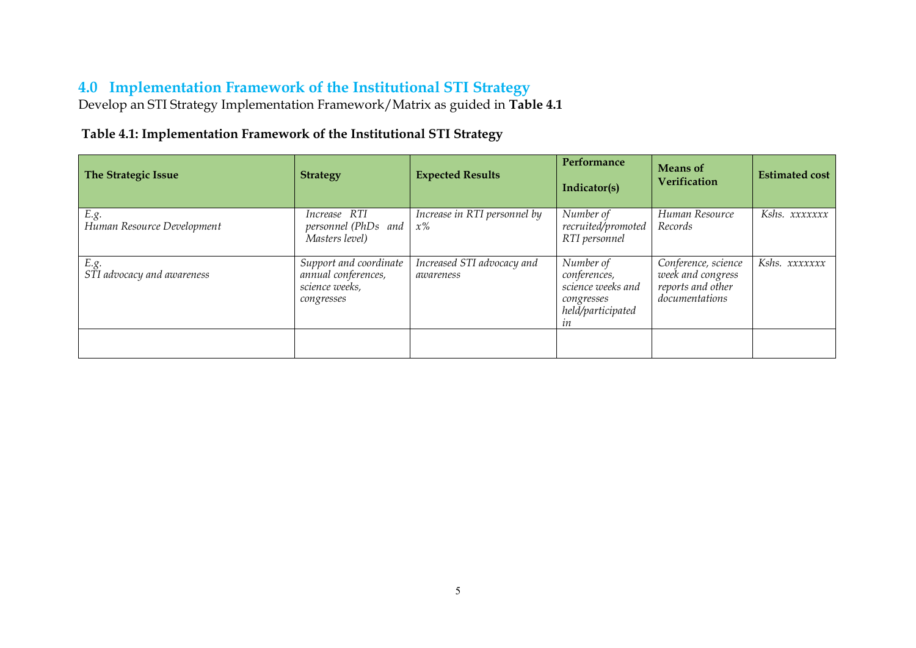## 4.0 Implementation Framework of the Institutional STI Strategy

Develop an STI Strategy Implementation Framework/Matrix as guided in **Table 4.1**

**Table 4.1: Implementation Framework of the Institutional STI Strategy**

| The Strategic Issue | Strategy | Expected Results | Performance Indicator(s) | Means of Verification | Estimated cost |
|---|---|---|---|---|---|
| *E.g.* *Human Resource Development* | *Increase RTI personnel (PhDs and Masters level)* | *Increase in RTI personnel by x%* | *Number of recruited/promoted RTI personnel* | *Human Resource Records* | *Kshs. xxxxxxx* |
| *E.g.* *STI advocacy and awareness* | *Support and coordinate annual conferences, science weeks, congresses* | *Increased STI advocacy and awareness* | *Number of conferences, science weeks and congresses held/participated in* | *Conference, science week and congress reports and other documentations* | *Kshs. xxxxxxx* |
| | | | | | |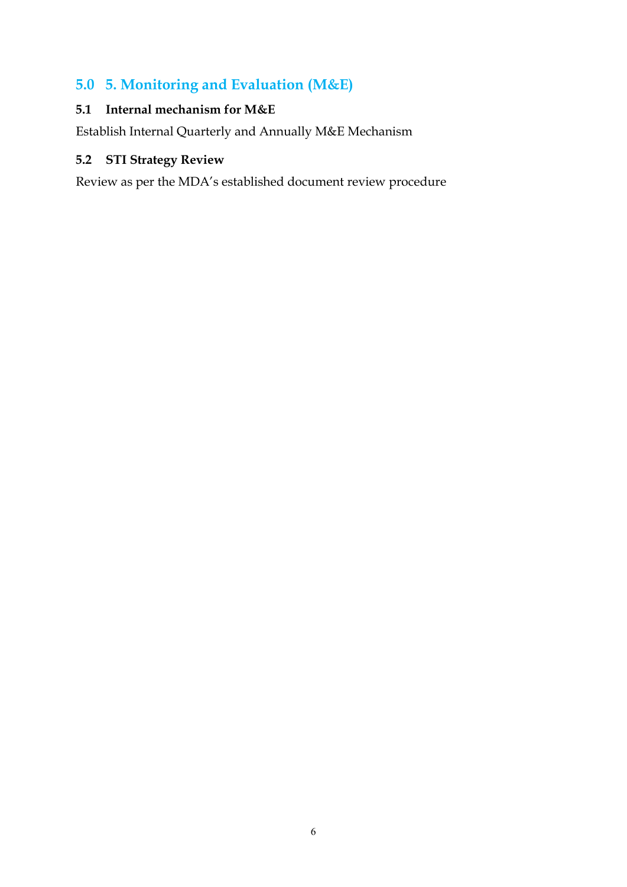# 5.0 5. Monitoring and Evaluation (M&E)

## 5.1 Internal mechanism for M&E

Establish Internal Quarterly and Annually M&E Mechanism

## 5.2 STI Strategy Review

Review as per the MDA's established document review procedure